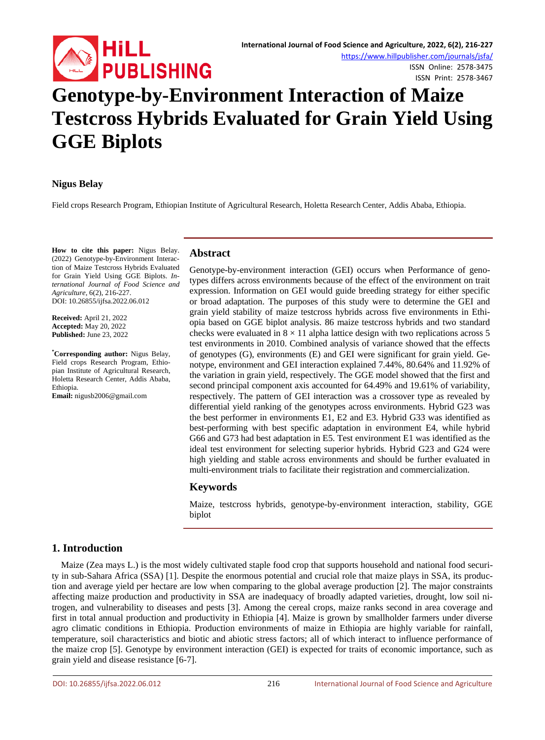# Genotype-by-Environment Interaction of Maize Testcross Hybrids Evaluated for Grain Yield Using GGE Biplots

**Nigus Belay**

Field crops Research Program, Ethiopian Institute of Agricultural Research, Holetta Research Center, Addis Ababa, Ethiopia.

**How to cite this paper:** Nigus Belay. (2022) Genotype-by-Environment Interaction of Maize Testcross Hybrids Evaluated for Grain Yield Using GGE Biplots. *International Journal of Food Science and Agriculture*, 6(2), 216-227.
DOI: 10.26855/ijfsa.2022.06.012

**Received:** April 21, 2022
**Accepted:** May 20, 2022
**Published:** June 23, 2022

**\*Corresponding author:** Nigus Belay, Field crops Research Program, Ethiopian Institute of Agricultural Research, Holetta Research Center, Addis Ababa, Ethiopia.
**Email:** nigusb2006@gmail.com

## Abstract

Genotype-by-environment interaction (GEI) occurs when Performance of genotypes differs across environments because of the effect of the environment on trait expression. Information on GEI would guide breeding strategy for either specific or broad adaptation. The purposes of this study were to determine the GEI and grain yield stability of maize testcross hybrids across five environments in Ethiopia based on GGE biplot analysis. 86 maize testcross hybrids and two standard checks were evaluated in 8 × 11 alpha lattice design with two replications across 5 test environments in 2010. Combined analysis of variance showed that the effects of genotypes (G), environments (E) and GEI were significant for grain yield. Genotype, environment and GEI interaction explained 7.44%, 80.64% and 11.92% of the variation in grain yield, respectively. The GGE model showed that the first and second principal component axis accounted for 64.49% and 19.61% of variability, respectively. The pattern of GEI interaction was a crossover type as revealed by differential yield ranking of the genotypes across environments. Hybrid G23 was the best performer in environments E1, E2 and E3. Hybrid G33 was identified as best-performing with best specific adaptation in environment E4, while hybrid G66 and G73 had best adaptation in E5. Test environment E1 was identified as the ideal test environment for selecting superior hybrids. Hybrid G23 and G24 were high yielding and stable across environments and should be further evaluated in multi-environment trials to facilitate their registration and commercialization.

## Keywords

Maize, testcross hybrids, genotype-by-environment interaction, stability, GGE biplot

## 1. Introduction

Maize (Zea mays L.) is the most widely cultivated staple food crop that supports household and national food security in sub-Sahara Africa (SSA) [1]. Despite the enormous potential and crucial role that maize plays in SSA, its production and average yield per hectare are low when comparing to the global average production [2]. The major constraints affecting maize production and productivity in SSA are inadequacy of broadly adapted varieties, drought, low soil nitrogen, and vulnerability to diseases and pests [3]. Among the cereal crops, maize ranks second in area coverage and first in total annual production and productivity in Ethiopia [4]. Maize is grown by smallholder farmers under diverse agro climatic conditions in Ethiopia. Production environments of maize in Ethiopia are highly variable for rainfall, temperature, soil characteristics and biotic and abiotic stress factors; all of which interact to influence performance of the maize crop [5]. Genotype by environment interaction (GEI) is expected for traits of economic importance, such as grain yield and disease resistance [6-7].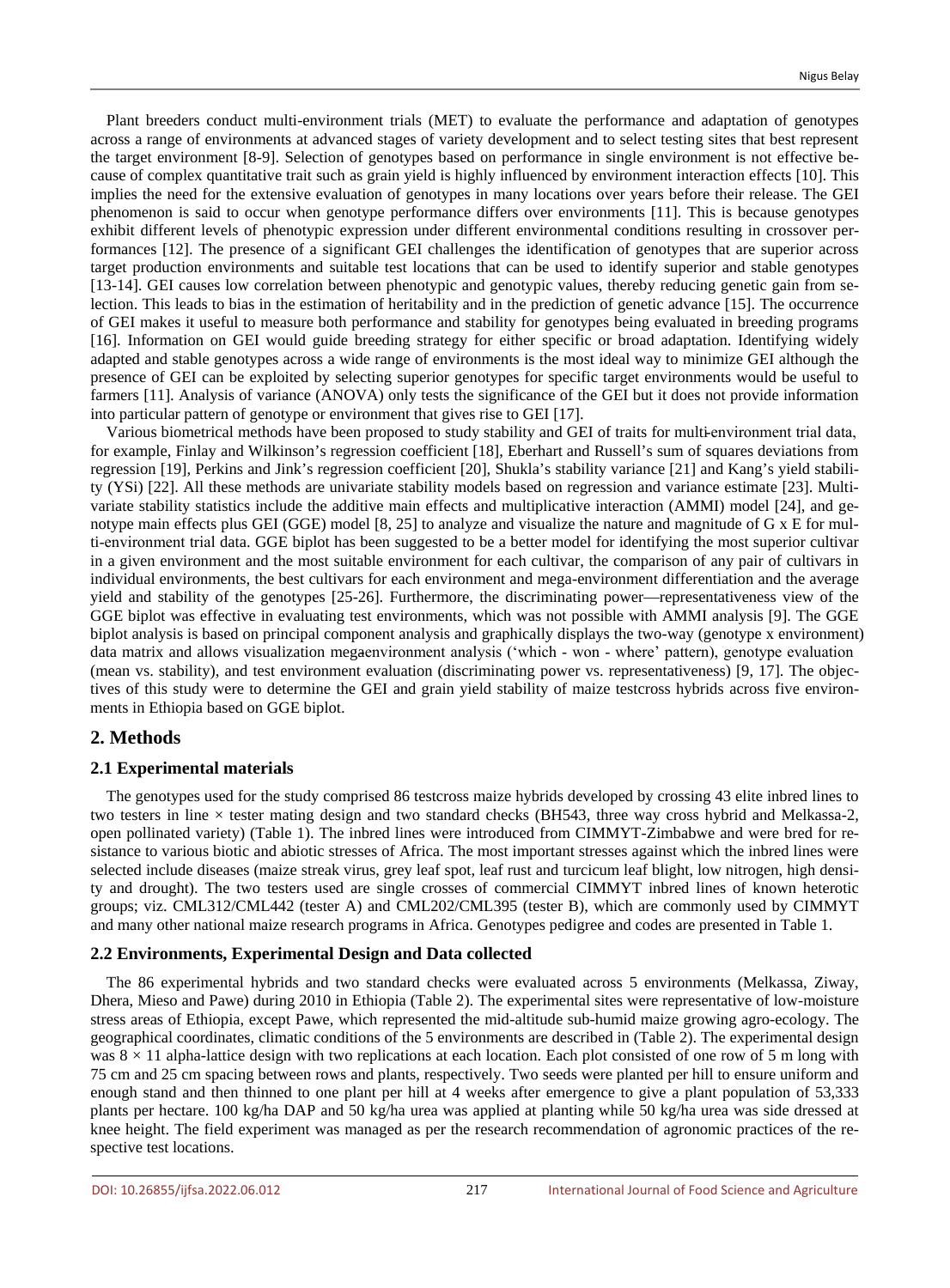Plant breeders conduct multi-environment trials (MET) to evaluate the performance and adaptation of genotypes across a range of environments at advanced stages of variety development and to select testing sites that best represent the target environment [8-9]. Selection of genotypes based on performance in single environment is not effective because of complex quantitative trait such as grain yield is highly influenced by environment interaction effects [10]. This implies the need for the extensive evaluation of genotypes in many locations over years before their release. The GEI phenomenon is said to occur when genotype performance differs over environments [11]. This is because genotypes exhibit different levels of phenotypic expression under different environmental conditions resulting in crossover performances [12]. The presence of a significant GEI challenges the identification of genotypes that are superior across target production environments and suitable test locations that can be used to identify superior and stable genotypes [13-14]. GEI causes low correlation between phenotypic and genotypic values, thereby reducing genetic gain from selection. This leads to bias in the estimation of heritability and in the prediction of genetic advance [15]. The occurrence of GEI makes it useful to measure both performance and stability for genotypes being evaluated in breeding programs [16]. Information on GEI would guide breeding strategy for either specific or broad adaptation. Identifying widely adapted and stable genotypes across a wide range of environments is the most ideal way to minimize GEI although the presence of GEI can be exploited by selecting superior genotypes for specific target environments would be useful to farmers [11]. Analysis of variance (ANOVA) only tests the significance of the GEI but it does not provide information into particular pattern of genotype or environment that gives rise to GEI [17].

Various biometrical methods have been proposed to study stability and GEI of traits for multi-environment trial data, for example, Finlay and Wilkinson's regression coefficient [18], Eberhart and Russell's sum of squares deviations from regression [19], Perkins and Jink's regression coefficient [20], Shukla's stability variance [21] and Kang's yield stability (YSi) [22]. All these methods are univariate stability models based on regression and variance estimate [23]. Multivariate stability statistics include the additive main effects and multiplicative interaction (AMMI) model [24], and genotype main effects plus GEI (GGE) model [8, 25] to analyze and visualize the nature and magnitude of G x E for multi-environment trial data. GGE biplot has been suggested to be a better model for identifying the most superior cultivar in a given environment and the most suitable environment for each cultivar, the comparison of any pair of cultivars in individual environments, the best cultivars for each environment and mega-environment differentiation and the average yield and stability of the genotypes [25-26]. Furthermore, the discriminating power—representativeness view of the GGE biplot was effective in evaluating test environments, which was not possible with AMMI analysis [9]. The GGE biplot analysis is based on principal component analysis and graphically displays the two-way (genotype x environment) data matrix and allows visualization megaenvironment analysis ('which - won - where' pattern), genotype evaluation (mean vs. stability), and test environment evaluation (discriminating power vs. representativeness) [9, 17]. The objectives of this study were to determine the GEI and grain yield stability of maize testcross hybrids across five environments in Ethiopia based on GGE biplot.

## 2. Methods

### 2.1 Experimental materials

The genotypes used for the study comprised 86 testcross maize hybrids developed by crossing 43 elite inbred lines to two testers in line × tester mating design and two standard checks (BH543, three way cross hybrid and Melkassa-2, open pollinated variety) (Table 1). The inbred lines were introduced from CIMMYT-Zimbabwe and were bred for resistance to various biotic and abiotic stresses of Africa. The most important stresses against which the inbred lines were selected include diseases (maize streak virus, grey leaf spot, leaf rust and turcicum leaf blight, low nitrogen, high density and drought). The two testers used are single crosses of commercial CIMMYT inbred lines of known heterotic groups; viz. CML312/CML442 (tester A) and CML202/CML395 (tester B), which are commonly used by CIMMYT and many other national maize research programs in Africa. Genotypes pedigree and codes are presented in Table 1.

### 2.2 Environments, Experimental Design and Data collected

The 86 experimental hybrids and two standard checks were evaluated across 5 environments (Melkassa, Ziway, Dhera, Mieso and Pawe) during 2010 in Ethiopia (Table 2). The experimental sites were representative of low-moisture stress areas of Ethiopia, except Pawe, which represented the mid-altitude sub-humid maize growing agro-ecology. The geographical coordinates, climatic conditions of the 5 environments are described in (Table 2). The experimental design was 8 × 11 alpha-lattice design with two replications at each location. Each plot consisted of one row of 5 m long with 75 cm and 25 cm spacing between rows and plants, respectively. Two seeds were planted per hill to ensure uniform and enough stand and then thinned to one plant per hill at 4 weeks after emergence to give a plant population of 53,333 plants per hectare. 100 kg/ha DAP and 50 kg/ha urea was applied at planting while 50 kg/ha urea was side dressed at knee height. The field experiment was managed as per the research recommendation of agronomic practices of the respective test locations.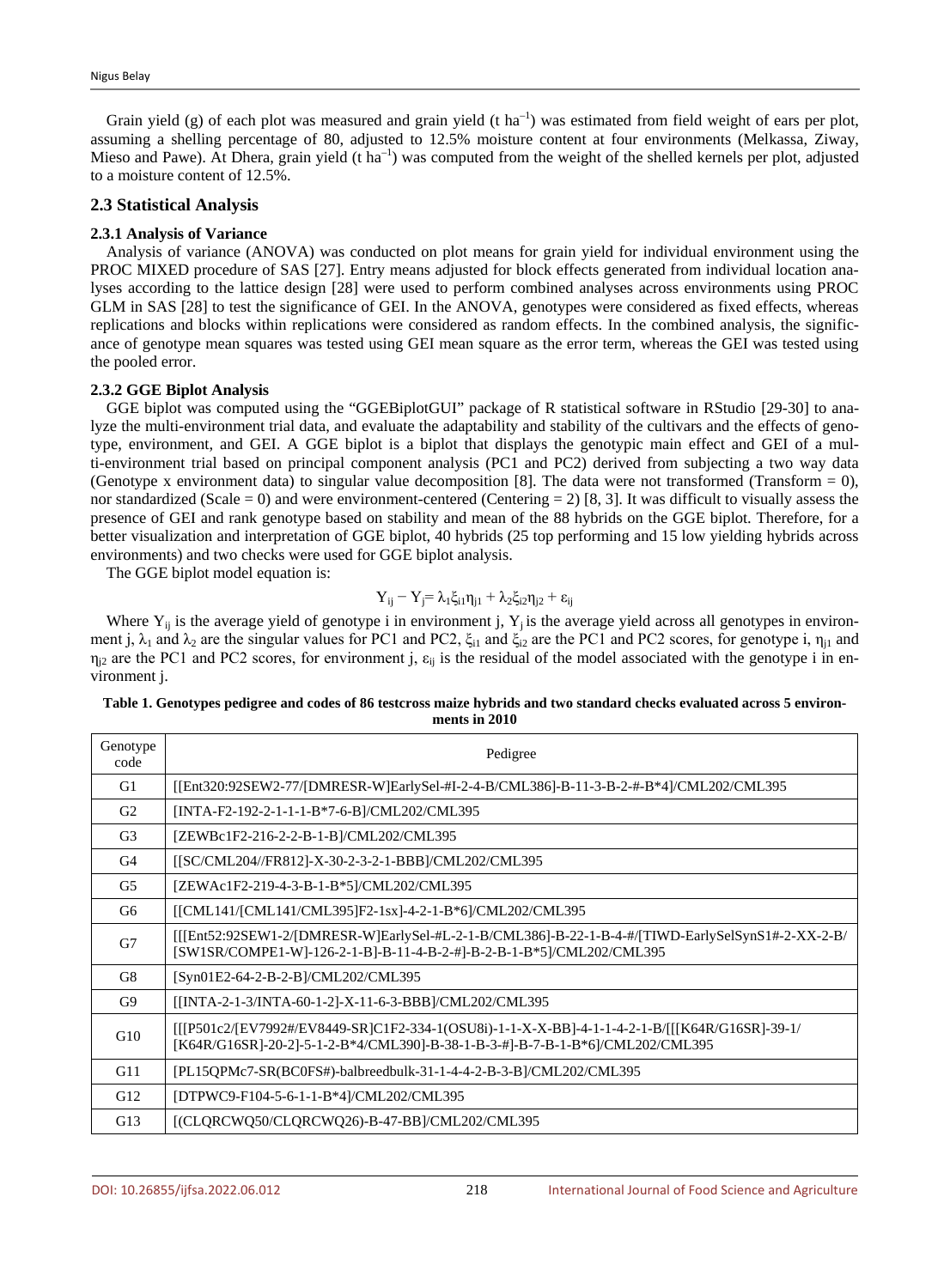Grain yield (g) of each plot was measured and grain yield (t ha$^{-1}$) was estimated from field weight of ears per plot, assuming a shelling percentage of 80, adjusted to 12.5% moisture content at four environments (Melkassa, Ziway, Mieso and Pawe). At Dhera, grain yield (t ha$^{-1}$) was computed from the weight of the shelled kernels per plot, adjusted to a moisture content of 12.5%.

## 2.3 Statistical Analysis

### 2.3.1 Analysis of Variance

Analysis of variance (ANOVA) was conducted on plot means for grain yield for individual environment using the PROC MIXED procedure of SAS [27]. Entry means adjusted for block effects generated from individual location analyses according to the lattice design [28] were used to perform combined analyses across environments using PROC GLM in SAS [28] to test the significance of GEI. In the ANOVA, genotypes were considered as fixed effects, whereas replications and blocks within replications were considered as random effects. In the combined analysis, the significance of genotype mean squares was tested using GEI mean square as the error term, whereas the GEI was tested using the pooled error.

### 2.3.2 GGE Biplot Analysis

GGE biplot was computed using the "GGEBiplotGUI" package of R statistical software in RStudio [29-30] to analyze the multi-environment trial data, and evaluate the adaptability and stability of the cultivars and the effects of genotype, environment, and GEI. A GGE biplot is a biplot that displays the genotypic main effect and GEI of a multi-environment trial based on principal component analysis (PC1 and PC2) derived from subjecting a two way data (Genotype x environment data) to singular value decomposition [8]. The data were not transformed (Transform = 0), nor standardized (Scale = 0) and were environment-centered (Centering = 2) [8, 3]. It was difficult to visually assess the presence of GEI and rank genotype based on stability and mean of the 88 hybrids on the GGE biplot. Therefore, for a better visualization and interpretation of GGE biplot, 40 hybrids (25 top performing and 15 low yielding hybrids across environments) and two checks were used for GGE biplot analysis.

The GGE biplot model equation is:

$$Y_{ij} - Y_j = \lambda_1 \xi_{i1} \eta_{j1} + \lambda_2 \xi_{i2} \eta_{j2} + \varepsilon_{ij}$$

Where $Y_{ij}$ is the average yield of genotype i in environment j, $Y_j$ is the average yield across all genotypes in environment j, $\lambda_1$ and $\lambda_2$ are the singular values for PC1 and PC2, $\xi_{i1}$ and $\xi_{i2}$ are the PC1 and PC2 scores, for genotype i, $\eta_{j1}$ and $\eta_{j2}$ are the PC1 and PC2 scores, for environment j, $\varepsilon_{ij}$ is the residual of the model associated with the genotype i in environment j.

**Table 1. Genotypes pedigree and codes of 86 testcross maize hybrids and two standard checks evaluated across 5 environments in 2010**

| Genotype code | Pedigree |
|---|---|
| G1 | [[Ent320:92SEW2-77/[DMRESR-W]EarlySel-#I-2-4-B/CML386]-B-11-3-B-2-#-B*4]/CML202/CML395 |
| G2 | [INTA-F2-192-2-1-1-1-B*7-6-B]/CML202/CML395 |
| G3 | [ZEWBc1F2-216-2-2-B-1-B]/CML202/CML395 |
| G4 | [[SC/CML204//FR812]-X-30-2-3-2-1-BBB]/CML202/CML395 |
| G5 | [ZEWAc1F2-219-4-3-B-1-B*5]/CML202/CML395 |
| G6 | [[CML141/[CML141/CML395]F2-1sx]-4-2-1-B*6]/CML202/CML395 |
| G7 | [[[Ent52:92SEW1-2/[DMRESR-W]EarlySel-#L-2-1-B/CML386]-B-22-1-B-4-#/[TIWD-EarlySelSynS1#-2-XX-2-B/[SW1SR/COMPE1-W]-126-2-1-B]-B-11-4-B-2-#]-B-2-B-1-B*5]/CML202/CML395 |
| G8 | [Syn01E2-64-2-B-2-B]/CML202/CML395 |
| G9 | [[INTA-2-1-3/INTA-60-1-2]-X-11-6-3-BBB]/CML202/CML395 |
| G10 | [[[P501c2/[EV7992#/EV8449-SR]C1F2-334-1(OSU8i)-1-1-X-X-BB]-4-1-1-4-2-1-B/[[[K64R/G16SR]-39-1/[K64R/G16SR]-20-2]-5-1-2-B*4/CML390]-B-38-1-B-3-#]-B-7-B-1-B*6]/CML202/CML395 |
| G11 | [PL15QPMc7-SR(BC0FS#)-balbreedbulk-31-1-4-4-2-B-3-B]/CML202/CML395 |
| G12 | [DTPWC9-F104-5-6-1-1-B*4]/CML202/CML395 |
| G13 | [(CLQRCWQ50/CLQRCWQ26)-B-47-BB]/CML202/CML395 |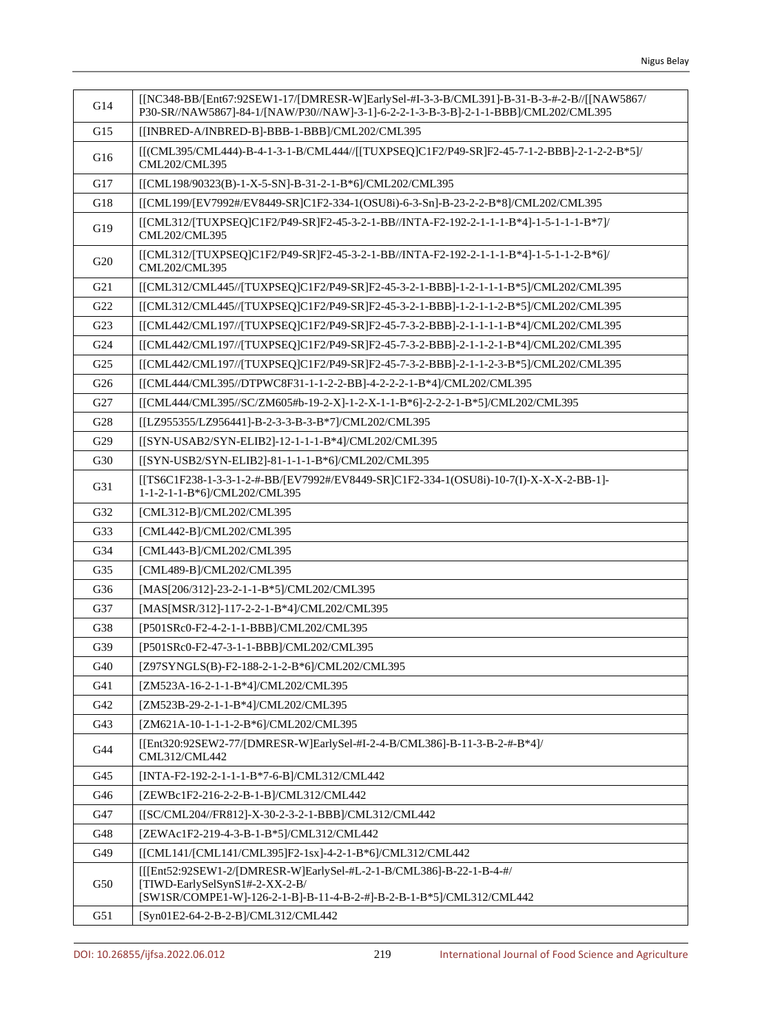| | |
|---|---|
| G14 | [[NC348-BB/[Ent67:92SEW1-17/[DMRESR-W]EarlySel-#I-3-3-B/CML391]-B-31-B-3-#-2-B//[[NAW5867/P30-SR//NAW5867]-84-1/[NAW/P30//NAW]-3-1]-6-2-2-1-3-B-3-B]-2-1-1-BBB]/CML202/CML395 |
| G15 | [[INBRED-A/INBRED-B]-BBB-1-BBB]/CML202/CML395 |
| G16 | [[(CML395/CML444)-B-4-1-3-1-B/CML444//[[TUXPSEQ]C1F2/P49-SR]F2-45-7-1-2-BBB]-2-1-2-2-B*5]/CML202/CML395 |
| G17 | [[CML198/90323(B)-1-X-5-SN]-B-31-2-1-B*6]/CML202/CML395 |
| G18 | [[CML199/[EV7992#/EV8449-SR]C1F2-334-1(OSU8i)-6-3-Sn]-B-23-2-2-B*8]/CML202/CML395 |
| G19 | [[CML312/[TUXPSEQ]C1F2/P49-SR]F2-45-3-2-1-BB//INTA-F2-192-2-1-1-1-B*4]-1-5-1-1-1-B*7]/CML202/CML395 |
| G20 | [[CML312/[TUXPSEQ]C1F2/P49-SR]F2-45-3-2-1-BB//INTA-F2-192-2-1-1-1-B*4]-1-5-1-1-2-B*6]/CML202/CML395 |
| G21 | [[CML312/CML445//[TUXPSEQ]C1F2/P49-SR]F2-45-3-2-1-BBB]-1-2-1-1-1-B*5]/CML202/CML395 |
| G22 | [[CML312/CML445//[TUXPSEQ]C1F2/P49-SR]F2-45-3-2-1-BBB]-1-2-1-1-2-B*5]/CML202/CML395 |
| G23 | [[CML442/CML197//[TUXPSEQ]C1F2/P49-SR]F2-45-7-3-2-BBB]-2-1-1-1-1-B*4]/CML202/CML395 |
| G24 | [[CML442/CML197//[TUXPSEQ]C1F2/P49-SR]F2-45-7-3-2-BBB]-2-1-1-2-1-B*4]/CML202/CML395 |
| G25 | [[CML442/CML197//[TUXPSEQ]C1F2/P49-SR]F2-45-7-3-2-BBB]-2-1-1-2-3-B*5]/CML202/CML395 |
| G26 | [[CML444/CML395//DTPWC8F31-1-1-2-2-BB]-4-2-2-2-1-B*4]/CML202/CML395 |
| G27 | [[CML444/CML395//SC/ZM605#b-19-2-X]-1-2-X-1-1-B*6]-2-2-2-1-B*5]/CML202/CML395 |
| G28 | [[LZ955355/LZ956441]-B-2-3-3-B-3-B*7]/CML202/CML395 |
| G29 | [[SYN-USAB2/SYN-ELIB2]-12-1-1-1-B*4]/CML202/CML395 |
| G30 | [[SYN-USB2/SYN-ELIB2]-81-1-1-1-B*6]/CML202/CML395 |
| G31 | [[TS6C1F238-1-3-3-1-2-#-BB/[EV7992#/EV8449-SR]C1F2-334-1(OSU8i)-10-7(I)-X-X-X-2-BB-1]-1-1-2-1-1-B*6]/CML202/CML395 |
| G32 | [CML312-B]/CML202/CML395 |
| G33 | [CML442-B]/CML202/CML395 |
| G34 | [CML443-B]/CML202/CML395 |
| G35 | [CML489-B]/CML202/CML395 |
| G36 | [MAS[206/312]-23-2-1-1-B*5]/CML202/CML395 |
| G37 | [MAS[MSR/312]-117-2-2-1-B*4]/CML202/CML395 |
| G38 | [P501SRc0-F2-4-2-1-1-BBB]/CML202/CML395 |
| G39 | [P501SRc0-F2-47-3-1-1-BBB]/CML202/CML395 |
| G40 | [Z97SYNGLS(B)-F2-188-2-1-2-B*6]/CML202/CML395 |
| G41 | [ZM523A-16-2-1-1-B*4]/CML202/CML395 |
| G42 | [ZM523B-29-2-1-1-B*4]/CML202/CML395 |
| G43 | [ZM621A-10-1-1-1-2-B*6]/CML202/CML395 |
| G44 | [[Ent320:92SEW2-77/[DMRESR-W]EarlySel-#I-2-4-B/CML386]-B-11-3-B-2-#-B*4]/CML312/CML442 |
| G45 | [INTA-F2-192-2-1-1-1-B*7-6-B]/CML312/CML442 |
| G46 | [ZEWBc1F2-216-2-2-B-1-B]/CML312/CML442 |
| G47 | [[SC/CML204//FR812]-X-30-2-3-2-1-BBB]/CML312/CML442 |
| G48 | [ZEWAc1F2-219-4-3-B-1-B*5]/CML312/CML442 |
| G49 | [[CML141/[CML141/CML395]F2-1sx]-4-2-1-B*6]/CML312/CML442 |
| G50 | [[[Ent52:92SEW1-2/[DMRESR-W]EarlySel-#L-2-1-B/CML386]-B-22-1-B-4-#/[TIWD-EarlySelSynS1#-2-XX-2-B/[SW1SR/COMPE1-W]-126-2-1-B]-B-11-4-B-2-#]-B-2-B-1-B*5]/CML312/CML442 |
| G51 | [Syn01E2-64-2-B-2-B]/CML312/CML442 |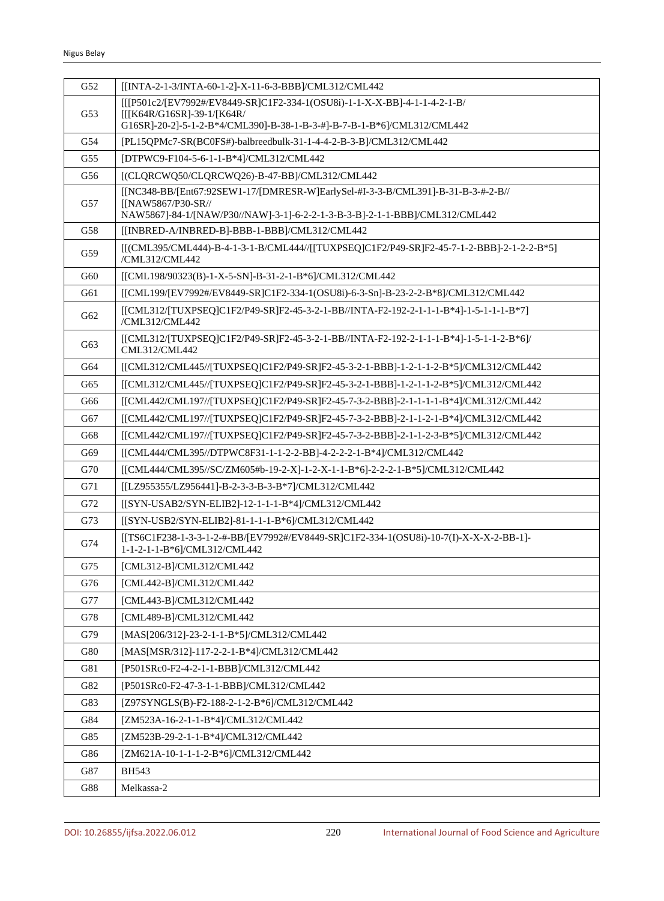| | |
|---|---|
| G52 | [[INTA-2-1-3/INTA-60-1-2]-X-11-6-3-BBB]/CML312/CML442 |
| G53 | [[[P501c2/[EV7992#/EV8449-SR]C1F2-334-1(OSU8i)-1-1-X-X-BB]-4-1-1-4-2-1-B/ [[[K64R/G16SR]-39-1/[K64R/ G16SR]-20-2]-5-1-2-B*4/CML390]-B-38-1-B-3-#]-B-7-B-1-B*6]/CML312/CML442 |
| G54 | [PL15QPMc7-SR(BC0FS#)-balbreedbulk-31-1-4-4-2-B-3-B]/CML312/CML442 |
| G55 | [DTPWC9-F104-5-6-1-1-B*4]/CML312/CML442 |
| G56 | [(CLQRCWQ50/CLQRCWQ26)-B-47-BB]/CML312/CML442 |
| G57 | [[NC348-BB/[Ent67:92SEW1-17/[DMRESR-W]EarlySel-#I-3-3-B/CML391]-B-31-B-3-#-2-B// [[NAW5867/P30-SR// NAW5867]-84-1/[NAW/P30//NAW]-3-1]-6-2-2-1-3-B-3-B]-2-1-1-BBB]/CML312/CML442 |
| G58 | [[INBRED-A/INBRED-B]-BBB-1-BBB]/CML312/CML442 |
| G59 | [[(CML395/CML444)-B-4-1-3-1-B/CML444//[[TUXPSEQ]C1F2/P49-SR]F2-45-7-1-2-BBB]-2-1-2-2-B*5] /CML312/CML442 |
| G60 | [[CML198/90323(B)-1-X-5-SN]-B-31-2-1-B*6]/CML312/CML442 |
| G61 | [[CML199/[EV7992#/EV8449-SR]C1F2-334-1(OSU8i)-6-3-Sn]-B-23-2-2-B*8]/CML312/CML442 |
| G62 | [[CML312/[TUXPSEQ]C1F2/P49-SR]F2-45-3-2-1-BB//INTA-F2-192-2-1-1-1-B*4]-1-5-1-1-1-B*7] /CML312/CML442 |
| G63 | [[CML312/[TUXPSEQ]C1F2/P49-SR]F2-45-3-2-1-BB//INTA-F2-192-2-1-1-1-B*4]-1-5-1-1-2-B*6]/ CML312/CML442 |
| G64 | [[CML312/CML445//[TUXPSEQ]C1F2/P49-SR]F2-45-3-2-1-BBB]-1-2-1-1-2-B*5]/CML312/CML442 |
| G65 | [[CML312/CML445//[TUXPSEQ]C1F2/P49-SR]F2-45-3-2-1-BBB]-1-2-1-1-2-B*5]/CML312/CML442 |
| G66 | [[CML442/CML197//[TUXPSEQ]C1F2/P49-SR]F2-45-7-3-2-BBB]-2-1-1-1-1-B*4]/CML312/CML442 |
| G67 | [[CML442/CML197//[TUXPSEQ]C1F2/P49-SR]F2-45-7-3-2-BBB]-2-1-1-2-1-B*4]/CML312/CML442 |
| G68 | [[CML442/CML197//[TUXPSEQ]C1F2/P49-SR]F2-45-7-3-2-BBB]-2-1-1-2-3-B*5]/CML312/CML442 |
| G69 | [[CML444/CML395//DTPWC8F31-1-1-2-2-BB]-4-2-2-2-1-B*4]/CML312/CML442 |
| G70 | [[CML444/CML395//SC/ZM605#b-19-2-X]-1-2-X-1-1-B*6]-2-2-2-1-B*5]/CML312/CML442 |
| G71 | [[LZ955355/LZ956441]-B-2-3-3-B-3-B*7]/CML312/CML442 |
| G72 | [[SYN-USAB2/SYN-ELIB2]-12-1-1-1-B*4]/CML312/CML442 |
| G73 | [[SYN-USB2/SYN-ELIB2]-81-1-1-1-B*6]/CML312/CML442 |
| G74 | [[TS6C1F238-1-3-3-1-2-#-BB/[EV7992#/EV8449-SR]C1F2-334-1(OSU8i)-10-7(I)-X-X-X-2-BB-1]- 1-1-2-1-1-B*6]/CML312/CML442 |
| G75 | [CML312-B]/CML312/CML442 |
| G76 | [CML442-B]/CML312/CML442 |
| G77 | [CML443-B]/CML312/CML442 |
| G78 | [CML489-B]/CML312/CML442 |
| G79 | [MAS[206/312]-23-2-1-1-B*5]/CML312/CML442 |
| G80 | [MAS[MSR/312]-117-2-2-1-B*4]/CML312/CML442 |
| G81 | [P501SRc0-F2-4-2-1-1-BBB]/CML312/CML442 |
| G82 | [P501SRc0-F2-47-3-1-1-BBB]/CML312/CML442 |
| G83 | [Z97SYNGLS(B)-F2-188-2-1-2-B*6]/CML312/CML442 |
| G84 | [ZM523A-16-2-1-1-B*4]/CML312/CML442 |
| G85 | [ZM523B-29-2-1-1-B*4]/CML312/CML442 |
| G86 | [ZM621A-10-1-1-1-2-B*6]/CML312/CML442 |
| G87 | BH543 |
| G88 | Melkassa-2 |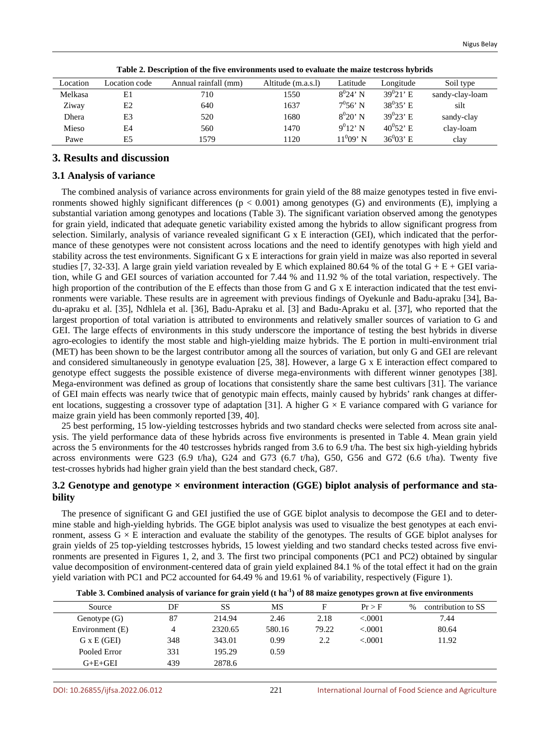**Table 2. Description of the five environments used to evaluate the maize testcross hybrids**

| Location | Location code | Annual rainfall (mm) | Altitude (m.a.s.l) | Latitude | Longitude | Soil type |
|---|---|---|---|---|---|---|
| Melkasa | E1 | 710 | 1550 | $8^0$24' N | $39^0$21' E | sandy-clay-loam |
| Ziway | E2 | 640 | 1637 | $7^0$56' N | $38^0$35' E | silt |
| Dhera | E3 | 520 | 1680 | $8^0$20' N | $39^0$23' E | sandy-clay |
| Mieso | E4 | 560 | 1470 | $9^0$12' N | $40^0$52' E | clay-loam |
| Pawe | E5 | 1579 | 1120 | $11^0$09' N | $36^0$03' E | clay |

## 3. Results and discussion

### 3.1 Analysis of variance

The combined analysis of variance across environments for grain yield of the 88 maize genotypes tested in five environments showed highly significant differences ($p < 0.001$) among genotypes (G) and environments (E), implying a substantial variation among genotypes and locations (Table 3). The significant variation observed among the genotypes for grain yield, indicated that adequate genetic variability existed among the hybrids to allow significant progress from selection. Similarly, analysis of variance revealed significant G x E interaction (GEI), which indicated that the performance of these genotypes were not consistent across locations and the need to identify genotypes with high yield and stability across the test environments. Significant G x E interactions for grain yield in maize was also reported in several studies [7, 32-33]. A large grain yield variation revealed by E which explained 80.64 % of the total G + E + GEI variation, while G and GEI sources of variation accounted for 7.44 % and 11.92 % of the total variation, respectively. The high proportion of the contribution of the E effects than those from G and G x E interaction indicated that the test environments were variable. These results are in agreement with previous findings of Oyekunle and Badu-apraku [34], Badu-apraku et al. [35], Ndhlela et al. [36], Badu-Apraku et al. [3] and Badu-Apraku et al. [37], who reported that the largest proportion of total variation is attributed to environments and relatively smaller sources of variation to G and GEI. The large effects of environments in this study underscore the importance of testing the best hybrids in diverse agro-ecologies to identify the most stable and high-yielding maize hybrids. The E portion in multi-environment trial (MET) has been shown to be the largest contributor among all the sources of variation, but only G and GEI are relevant and considered simultaneously in genotype evaluation [25, 38]. However, a large G x E interaction effect compared to genotype effect suggests the possible existence of diverse mega-environments with different winner genotypes [38]. Mega-environment was defined as group of locations that consistently share the same best cultivars [31]. The variance of GEI main effects was nearly twice that of genotypic main effects, mainly caused by hybrids' rank changes at different locations, suggesting a crossover type of adaptation [31]. A higher G × E variance compared with G variance for maize grain yield has been commonly reported [39, 40].

25 best performing, 15 low-yielding testcrosses hybrids and two standard checks were selected from across site analysis. The yield performance data of these hybrids across five environments is presented in Table 4. Mean grain yield across the 5 environments for the 40 testcrosses hybrids ranged from 3.6 to 6.9 t/ha. The best six high-yielding hybrids across environments were G23 (6.9 t/ha), G24 and G73 (6.7 t/ha), G50, G56 and G72 (6.6 t/ha). Twenty five test-crosses hybrids had higher grain yield than the best standard check, G87.

### 3.2 Genotype and genotype × environment interaction (GGE) biplot analysis of performance and stability

The presence of significant G and GEI justified the use of GGE biplot analysis to decompose the GEI and to determine stable and high-yielding hybrids. The GGE biplot analysis was used to visualize the best genotypes at each environment, assess G × E interaction and evaluate the stability of the genotypes. The results of GGE biplot analyses for grain yields of 25 top-yielding testcrosses hybrids, 15 lowest yielding and two standard checks tested across five environments are presented in Figures 1, 2, and 3. The first two principal components (PC1 and PC2) obtained by singular value decomposition of environment-centered data of grain yield explained 84.1 % of the total effect it had on the grain yield variation with PC1 and PC2 accounted for 64.49 % and 19.61 % of variability, respectively (Figure 1).

**Table 3. Combined analysis of variance for grain yield (t ha$^{-1}$) of 88 maize genotypes grown at five environments**

| Source | DF | SS | MS | F | Pr > F | % contribution to SS |
|---|---|---|---|---|---|---|
| Genotype (G) | 87 | 214.94 | 2.46 | 2.18 | <.0001 | 7.44 |
| Environment (E) | 4 | 2320.65 | 580.16 | 79.22 | <.0001 | 80.64 |
| G x E (GEI) | 348 | 343.01 | 0.99 | 2.2 | <.0001 | 11.92 |
| Pooled Error | 331 | 195.29 | 0.59 | | | |
| G+E+GEI | 439 | 2878.6 | | | | |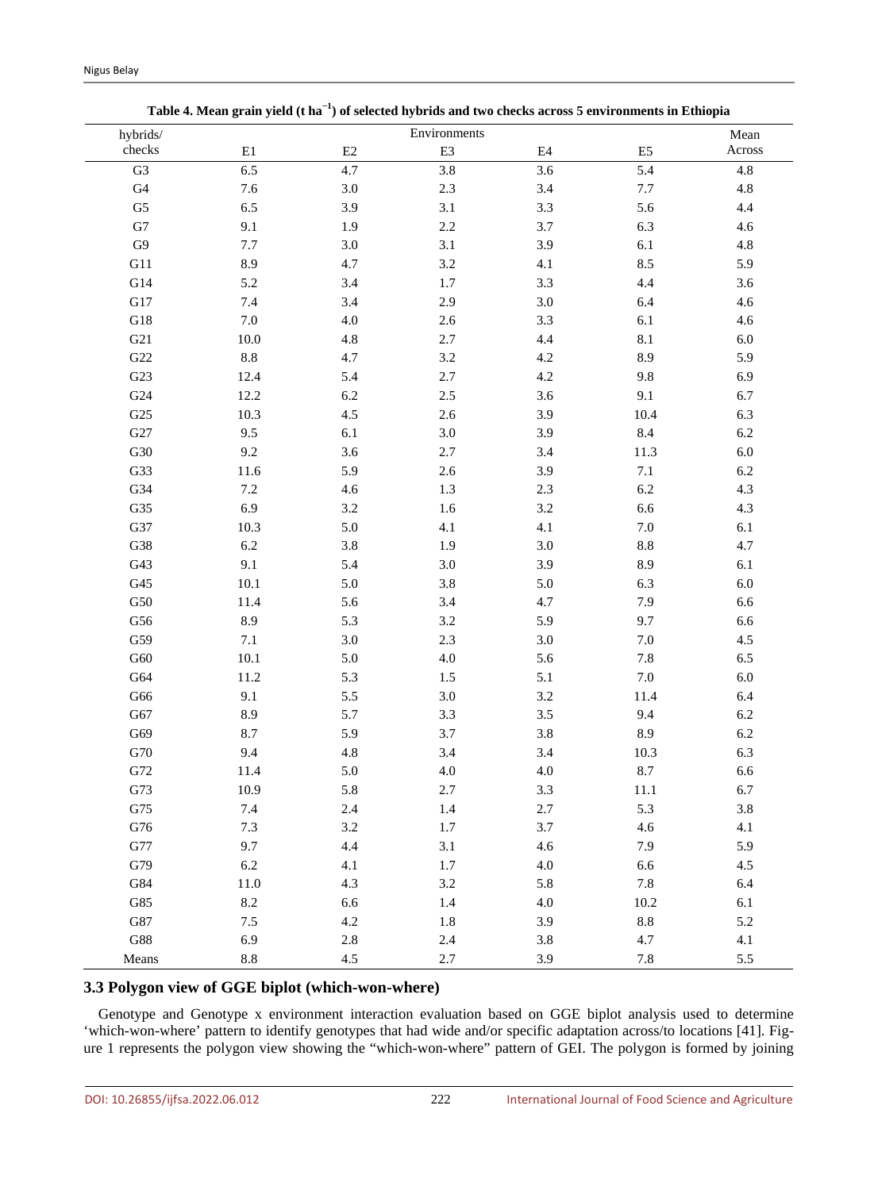**Table 4. Mean grain yield (t ha$^{-1}$) of selected hybrids and two checks across 5 environments in Ethiopia**

| hybrids/ checks | Environments | | | | | Mean Across |
|---|---|---|---|---|---|---|
| | E1 | E2 | E3 | E4 | E5 | |
| G3 | 6.5 | 4.7 | 3.8 | 3.6 | 5.4 | 4.8 |
| G4 | 7.6 | 3.0 | 2.3 | 3.4 | 7.7 | 4.8 |
| G5 | 6.5 | 3.9 | 3.1 | 3.3 | 5.6 | 4.4 |
| G7 | 9.1 | 1.9 | 2.2 | 3.7 | 6.3 | 4.6 |
| G9 | 7.7 | 3.0 | 3.1 | 3.9 | 6.1 | 4.8 |
| G11 | 8.9 | 4.7 | 3.2 | 4.1 | 8.5 | 5.9 |
| G14 | 5.2 | 3.4 | 1.7 | 3.3 | 4.4 | 3.6 |
| G17 | 7.4 | 3.4 | 2.9 | 3.0 | 6.4 | 4.6 |
| G18 | 7.0 | 4.0 | 2.6 | 3.3 | 6.1 | 4.6 |
| G21 | 10.0 | 4.8 | 2.7 | 4.4 | 8.1 | 6.0 |
| G22 | 8.8 | 4.7 | 3.2 | 4.2 | 8.9 | 5.9 |
| G23 | 12.4 | 5.4 | 2.7 | 4.2 | 9.8 | 6.9 |
| G24 | 12.2 | 6.2 | 2.5 | 3.6 | 9.1 | 6.7 |
| G25 | 10.3 | 4.5 | 2.6 | 3.9 | 10.4 | 6.3 |
| G27 | 9.5 | 6.1 | 3.0 | 3.9 | 8.4 | 6.2 |
| G30 | 9.2 | 3.6 | 2.7 | 3.4 | 11.3 | 6.0 |
| G33 | 11.6 | 5.9 | 2.6 | 3.9 | 7.1 | 6.2 |
| G34 | 7.2 | 4.6 | 1.3 | 2.3 | 6.2 | 4.3 |
| G35 | 6.9 | 3.2 | 1.6 | 3.2 | 6.6 | 4.3 |
| G37 | 10.3 | 5.0 | 4.1 | 4.1 | 7.0 | 6.1 |
| G38 | 6.2 | 3.8 | 1.9 | 3.0 | 8.8 | 4.7 |
| G43 | 9.1 | 5.4 | 3.0 | 3.9 | 8.9 | 6.1 |
| G45 | 10.1 | 5.0 | 3.8 | 5.0 | 6.3 | 6.0 |
| G50 | 11.4 | 5.6 | 3.4 | 4.7 | 7.9 | 6.6 |
| G56 | 8.9 | 5.3 | 3.2 | 5.9 | 9.7 | 6.6 |
| G59 | 7.1 | 3.0 | 2.3 | 3.0 | 7.0 | 4.5 |
| G60 | 10.1 | 5.0 | 4.0 | 5.6 | 7.8 | 6.5 |
| G64 | 11.2 | 5.3 | 1.5 | 5.1 | 7.0 | 6.0 |
| G66 | 9.1 | 5.5 | 3.0 | 3.2 | 11.4 | 6.4 |
| G67 | 8.9 | 5.7 | 3.3 | 3.5 | 9.4 | 6.2 |
| G69 | 8.7 | 5.9 | 3.7 | 3.8 | 8.9 | 6.2 |
| G70 | 9.4 | 4.8 | 3.4 | 3.4 | 10.3 | 6.3 |
| G72 | 11.4 | 5.0 | 4.0 | 4.0 | 8.7 | 6.6 |
| G73 | 10.9 | 5.8 | 2.7 | 3.3 | 11.1 | 6.7 |
| G75 | 7.4 | 2.4 | 1.4 | 2.7 | 5.3 | 3.8 |
| G76 | 7.3 | 3.2 | 1.7 | 3.7 | 4.6 | 4.1 |
| G77 | 9.7 | 4.4 | 3.1 | 4.6 | 7.9 | 5.9 |
| G79 | 6.2 | 4.1 | 1.7 | 4.0 | 6.6 | 4.5 |
| G84 | 11.0 | 4.3 | 3.2 | 5.8 | 7.8 | 6.4 |
| G85 | 8.2 | 6.6 | 1.4 | 4.0 | 10.2 | 6.1 |
| G87 | 7.5 | 4.2 | 1.8 | 3.9 | 8.8 | 5.2 |
| G88 | 6.9 | 2.8 | 2.4 | 3.8 | 4.7 | 4.1 |
| Means | 8.8 | 4.5 | 2.7 | 3.9 | 7.8 | 5.5 |

### 3.3 Polygon view of GGE biplot (which-won-where)

Genotype and Genotype x environment interaction evaluation based on GGE biplot analysis used to determine 'which-won-where' pattern to identify genotypes that had wide and/or specific adaptation across/to locations [41]. Figure 1 represents the polygon view showing the "which-won-where" pattern of GEI. The polygon is formed by joining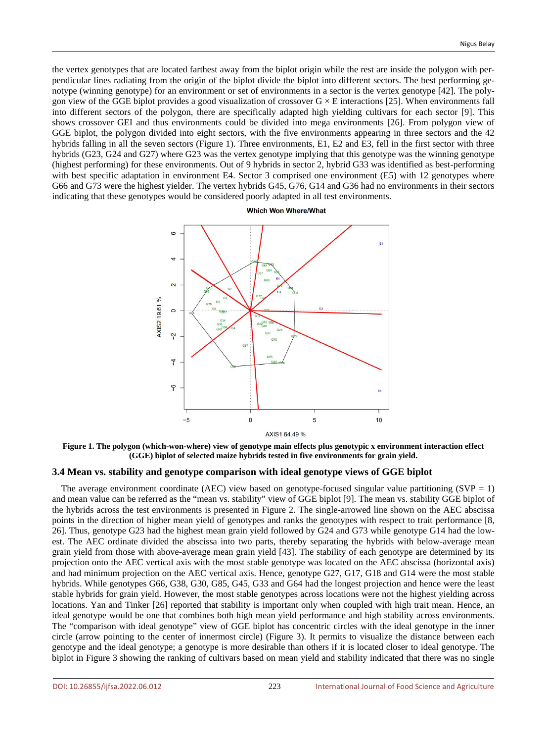the vertex genotypes that are located farthest away from the biplot origin while the rest are inside the polygon with perpendicular lines radiating from the origin of the biplot divide the biplot into different sectors. The best performing genotype (winning genotype) for an environment or set of environments in a sector is the vertex genotype [42]. The polygon view of the GGE biplot provides a good visualization of crossover G × E interactions [25]. When environments fall into different sectors of the polygon, there are specifically adapted high yielding cultivars for each sector [9]. This shows crossover GEI and thus environments could be divided into mega environments [26]. From polygon view of GGE biplot, the polygon divided into eight sectors, with the five environments appearing in three sectors and the 42 hybrids falling in all the seven sectors (Figure 1). Three environments, E1, E2 and E3, fell in the first sector with three hybrids (G23, G24 and G27) where G23 was the vertex genotype implying that this genotype was the winning genotype (highest performing) for these environments. Out of 9 hybrids in sector 2, hybrid G33 was identified as best-performing with best specific adaptation in environment E4. Sector 3 comprised one environment (E5) with 12 genotypes where G66 and G73 were the highest yielder. The vertex hybrids G45, G76, G14 and G36 had no environments in their sectors indicating that these genotypes would be considered poorly adapted in all test environments.

**Figure 1. The polygon (which-won-where) view of genotype main effects plus genotypic x environment interaction effect (GGE) biplot of selected maize hybrids tested in five environments for grain yield.**

### 3.4 Mean vs. stability and genotype comparison with ideal genotype views of GGE biplot

The average environment coordinate (AEC) view based on genotype-focused singular value partitioning (SVP = 1) and mean value can be referred as the "mean vs. stability" view of GGE biplot [9]. The mean vs. stability GGE biplot of the hybrids across the test environments is presented in Figure 2. The single-arrowed line shown on the AEC abscissa points in the direction of higher mean yield of genotypes and ranks the genotypes with respect to trait performance [8, 26]. Thus, genotype G23 had the highest mean grain yield followed by G24 and G73 while genotype G14 had the lowest. The AEC ordinate divided the abscissa into two parts, thereby separating the hybrids with below-average mean grain yield from those with above-average mean grain yield [43]. The stability of each genotype are determined by its projection onto the AEC vertical axis with the most stable genotype was located on the AEC abscissa (horizontal axis) and had minimum projection on the AEC vertical axis. Hence, genotype G27, G17, G18 and G14 were the most stable hybrids. While genotypes G66, G38, G30, G85, G45, G33 and G64 had the longest projection and hence were the least stable hybrids for grain yield. However, the most stable genotypes across locations were not the highest yielding across locations. Yan and Tinker [26] reported that stability is important only when coupled with high trait mean. Hence, an ideal genotype would be one that combines both high mean yield performance and high stability across environments. The "comparison with ideal genotype" view of GGE biplot has concentric circles with the ideal genotype in the inner circle (arrow pointing to the center of innermost circle) (Figure 3). It permits to visualize the distance between each genotype and the ideal genotype; a genotype is more desirable than others if it is located closer to ideal genotype. The biplot in Figure 3 showing the ranking of cultivars based on mean yield and stability indicated that there was no single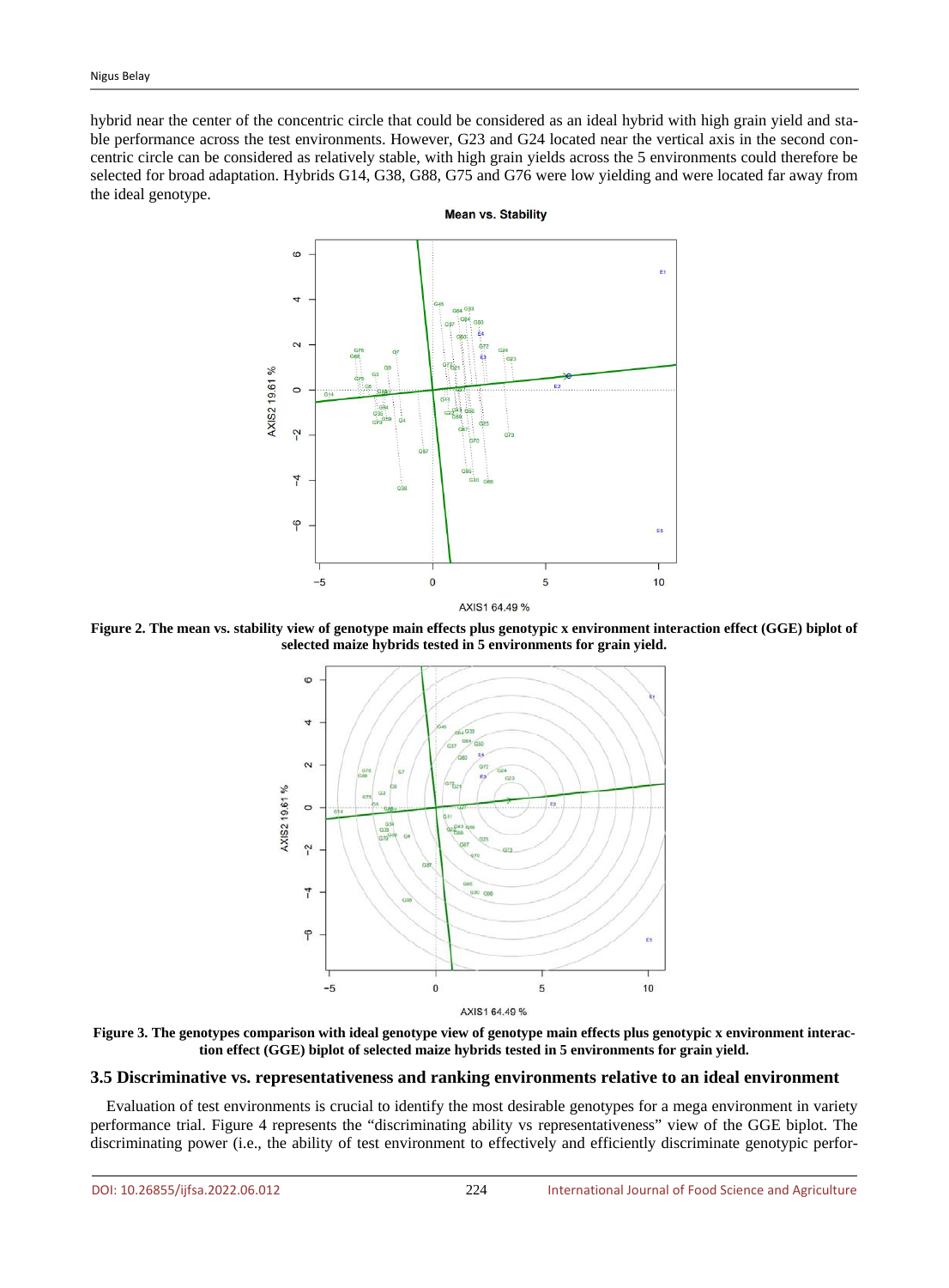hybrid near the center of the concentric circle that could be considered as an ideal hybrid with high grain yield and stable performance across the test environments. However, G23 and G24 located near the vertical axis in the second concentric circle can be considered as relatively stable, with high grain yields across the 5 environments could therefore be selected for broad adaptation. Hybrids G14, G38, G88, G75 and G76 were low yielding and were located far away from the ideal genotype.

**Figure 2. The mean vs. stability view of genotype main effects plus genotypic x environment interaction effect (GGE) biplot of selected maize hybrids tested in 5 environments for grain yield.**

**Figure 3. The genotypes comparison with ideal genotype view of genotype main effects plus genotypic x environment interaction effect (GGE) biplot of selected maize hybrids tested in 5 environments for grain yield.**

## 3.5 Discriminative vs. representativeness and ranking environments relative to an ideal environment

Evaluation of test environments is crucial to identify the most desirable genotypes for a mega environment in variety performance trial. Figure 4 represents the "discriminating ability vs representativeness" view of the GGE biplot. The discriminating power (i.e., the ability of test environment to effectively and efficiently discriminate genotypic perfor-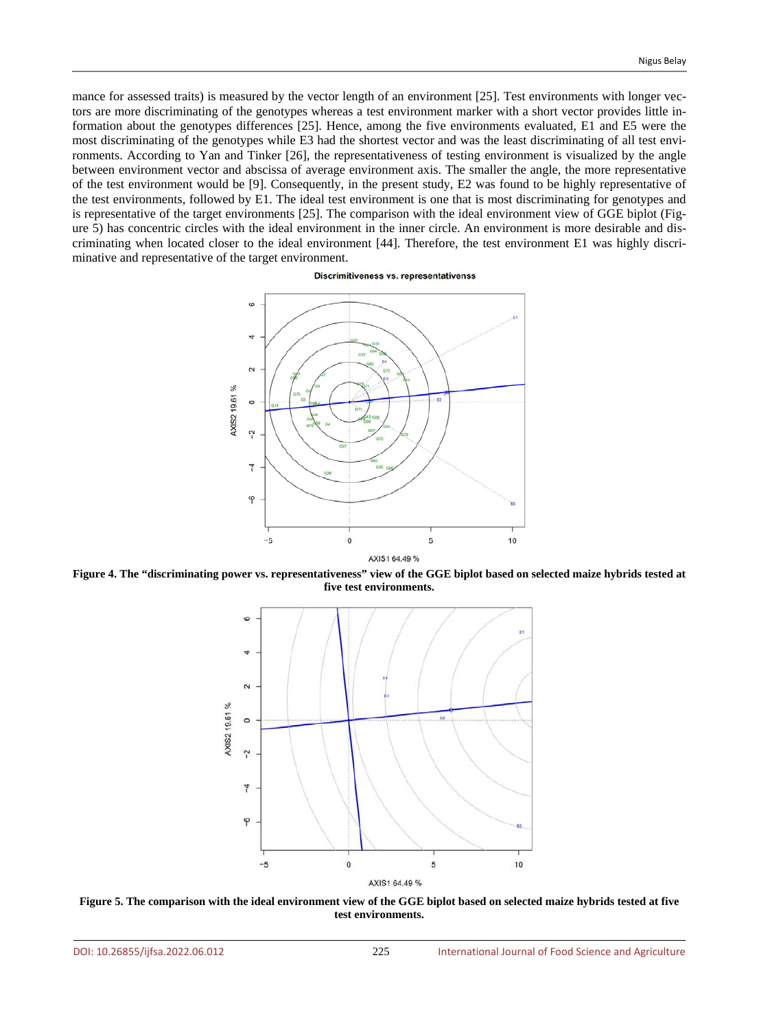mance for assessed traits) is measured by the vector length of an environment [25]. Test environments with longer vectors are more discriminating of the genotypes whereas a test environment marker with a short vector provides little information about the genotypes differences [25]. Hence, among the five environments evaluated, E1 and E5 were the most discriminating of the genotypes while E3 had the shortest vector and was the least discriminating of all test environments. According to Yan and Tinker [26], the representativeness of testing environment is visualized by the angle between environment vector and abscissa of average environment axis. The smaller the angle, the more representative of the test environment would be [9]. Consequently, in the present study, E2 was found to be highly representative of the test environments, followed by E1. The ideal test environment is one that is most discriminating for genotypes and is representative of the target environments [25]. The comparison with the ideal environment view of GGE biplot (Figure 5) has concentric circles with the ideal environment in the inner circle. An environment is more desirable and discriminating when located closer to the ideal environment [44]. Therefore, the test environment E1 was highly discriminative and representative of the target environment.

**Figure 4. The "discriminating power vs. representativeness" view of the GGE biplot based on selected maize hybrids tested at five test environments.**

**Figure 5. The comparison with the ideal environment view of the GGE biplot based on selected maize hybrids tested at five test environments.**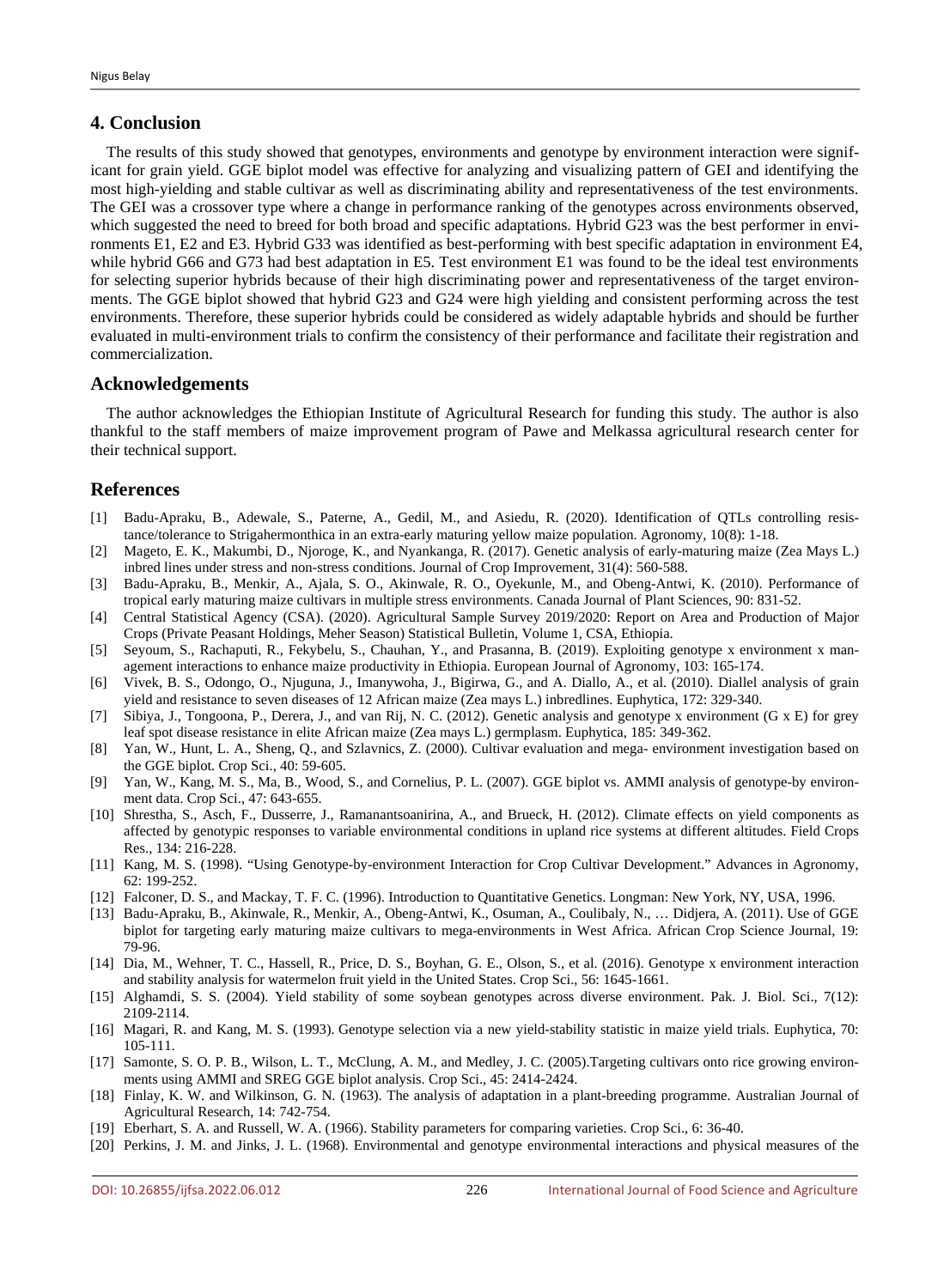## 4. Conclusion

The results of this study showed that genotypes, environments and genotype by environment interaction were significant for grain yield. GGE biplot model was effective for analyzing and visualizing pattern of GEI and identifying the most high-yielding and stable cultivar as well as discriminating ability and representativeness of the test environments. The GEI was a crossover type where a change in performance ranking of the genotypes across environments observed, which suggested the need to breed for both broad and specific adaptations. Hybrid G23 was the best performer in environments E1, E2 and E3. Hybrid G33 was identified as best-performing with best specific adaptation in environment E4, while hybrid G66 and G73 had best adaptation in E5. Test environment E1 was found to be the ideal test environments for selecting superior hybrids because of their high discriminating power and representativeness of the target environments. The GGE biplot showed that hybrid G23 and G24 were high yielding and consistent performing across the test environments. Therefore, these superior hybrids could be considered as widely adaptable hybrids and should be further evaluated in multi-environment trials to confirm the consistency of their performance and facilitate their registration and commercialization.

## Acknowledgements

The author acknowledges the Ethiopian Institute of Agricultural Research for funding this study. The author is also thankful to the staff members of maize improvement program of Pawe and Melkassa agricultural research center for their technical support.

## References

[1] Badu-Apraku, B., Adewale, S., Paterne, A., Gedil, M., and Asiedu, R. (2020). Identification of QTLs controlling resistance/tolerance to Strigahermonthica in an extra-early maturing yellow maize population. Agronomy, 10(8): 1-18.

[2] Mageto, E. K., Makumbi, D., Njoroge, K., and Nyankanga, R. (2017). Genetic analysis of early-maturing maize (Zea Mays L.) inbred lines under stress and non-stress conditions. Journal of Crop Improvement, 31(4): 560-588.

[3] Badu-Apraku, B., Menkir, A., Ajala, S. O., Akinwale, R. O., Oyekunle, M., and Obeng-Antwi, K. (2010). Performance of tropical early maturing maize cultivars in multiple stress environments. Canada Journal of Plant Sciences, 90: 831-52.

[4] Central Statistical Agency (CSA). (2020). Agricultural Sample Survey 2019/2020: Report on Area and Production of Major Crops (Private Peasant Holdings, Meher Season) Statistical Bulletin, Volume 1, CSA, Ethiopia.

[5] Seyoum, S., Rachaputi, R., Fekybelu, S., Chauhan, Y., and Prasanna, B. (2019). Exploiting genotype x environment x management interactions to enhance maize productivity in Ethiopia. European Journal of Agronomy, 103: 165-174.

[6] Vivek, B. S., Odongo, O., Njuguna, J., Imanywoha, J., Bigirwa, G., and A. Diallo, A., et al. (2010). Diallel analysis of grain yield and resistance to seven diseases of 12 African maize (Zea mays L.) inbredlines. Euphytica, 172: 329-340.

[7] Sibiya, J., Tongoona, P., Derera, J., and van Rij, N. C. (2012). Genetic analysis and genotype x environment (G x E) for grey leaf spot disease resistance in elite African maize (Zea mays L.) germplasm. Euphytica, 185: 349-362.

[8] Yan, W., Hunt, L. A., Sheng, Q., and Szlavnics, Z. (2000). Cultivar evaluation and mega- environment investigation based on the GGE biplot. Crop Sci., 40: 59-605.

[9] Yan, W., Kang, M. S., Ma, B., Wood, S., and Cornelius, P. L. (2007). GGE biplot vs. AMMI analysis of genotype-by environment data. Crop Sci., 47: 643-655.

[10] Shrestha, S., Asch, F., Dusserre, J., Ramanantsoanirina, A., and Brueck, H. (2012). Climate effects on yield components as affected by genotypic responses to variable environmental conditions in upland rice systems at different altitudes. Field Crops Res., 134: 216-228.

[11] Kang, M. S. (1998). "Using Genotype-by-environment Interaction for Crop Cultivar Development." Advances in Agronomy, 62: 199-252.

[12] Falconer, D. S., and Mackay, T. F. C. (1996). Introduction to Quantitative Genetics. Longman: New York, NY, USA, 1996.

[13] Badu-Apraku, B., Akinwale, R., Menkir, A., Obeng-Antwi, K., Osuman, A., Coulibaly, N., … Didjera, A. (2011). Use of GGE biplot for targeting early maturing maize cultivars to mega-environments in West Africa. African Crop Science Journal, 19: 79-96.

[14] Dia, M., Wehner, T. C., Hassell, R., Price, D. S., Boyhan, G. E., Olson, S., et al. (2016). Genotype x environment interaction and stability analysis for watermelon fruit yield in the United States. Crop Sci., 56: 1645-1661.

[15] Alghamdi, S. S. (2004). Yield stability of some soybean genotypes across diverse environment. Pak. J. Biol. Sci., 7(12): 2109-2114.

[16] Magari, R. and Kang, M. S. (1993). Genotype selection via a new yield-stability statistic in maize yield trials. Euphytica, 70: 105-111.

[17] Samonte, S. O. P. B., Wilson, L. T., McClung, A. M., and Medley, J. C. (2005).Targeting cultivars onto rice growing environments using AMMI and SREG GGE biplot analysis. Crop Sci., 45: 2414-2424.

[18] Finlay, K. W. and Wilkinson, G. N. (1963). The analysis of adaptation in a plant-breeding programme. Australian Journal of Agricultural Research, 14: 742-754.

[19] Eberhart, S. A. and Russell, W. A. (1966). Stability parameters for comparing varieties. Crop Sci., 6: 36-40.

[20] Perkins, J. M. and Jinks, J. L. (1968). Environmental and genotype environmental interactions and physical measures of the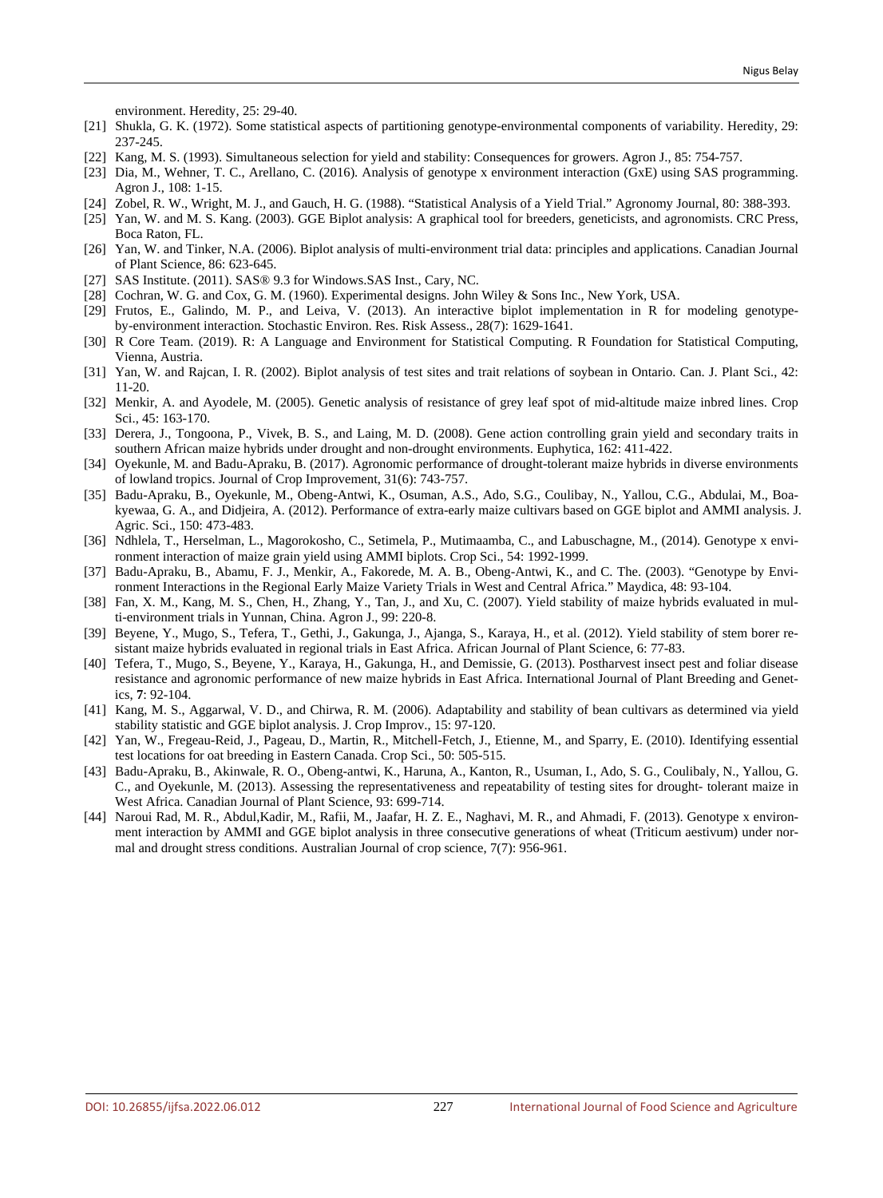environment. Heredity, 25: 29-40.

[21] Shukla, G. K. (1972). Some statistical aspects of partitioning genotype-environmental components of variability. Heredity, 29: 237-245.

[22] Kang, M. S. (1993). Simultaneous selection for yield and stability: Consequences for growers. Agron J., 85: 754-757.

[23] Dia, M., Wehner, T. C., Arellano, C. (2016). Analysis of genotype x environment interaction (GxE) using SAS programming. Agron J., 108: 1-15.

[24] Zobel, R. W., Wright, M. J., and Gauch, H. G. (1988). "Statistical Analysis of a Yield Trial." Agronomy Journal, 80: 388-393.

[25] Yan, W. and M. S. Kang. (2003). GGE Biplot analysis: A graphical tool for breeders, geneticists, and agronomists. CRC Press, Boca Raton, FL.

[26] Yan, W. and Tinker, N.A. (2006). Biplot analysis of multi-environment trial data: principles and applications. Canadian Journal of Plant Science, 86: 623-645.

[27] SAS Institute. (2011). SAS® 9.3 for Windows.SAS Inst., Cary, NC.

[28] Cochran, W. G. and Cox, G. M. (1960). Experimental designs. John Wiley & Sons Inc., New York, USA.

[29] Frutos, E., Galindo, M. P., and Leiva, V. (2013). An interactive biplot implementation in R for modeling genotype-by-environment interaction. Stochastic Environ. Res. Risk Assess., 28(7): 1629-1641.

[30] R Core Team. (2019). R: A Language and Environment for Statistical Computing. R Foundation for Statistical Computing, Vienna, Austria.

[31] Yan, W. and Rajcan, I. R. (2002). Biplot analysis of test sites and trait relations of soybean in Ontario. Can. J. Plant Sci., 42: 11-20.

[32] Menkir, A. and Ayodele, M. (2005). Genetic analysis of resistance of grey leaf spot of mid-altitude maize inbred lines. Crop Sci., 45: 163-170.

[33] Derera, J., Tongoona, P., Vivek, B. S., and Laing, M. D. (2008). Gene action controlling grain yield and secondary traits in southern African maize hybrids under drought and non-drought environments. Euphytica, 162: 411-422.

[34] Oyekunle, M. and Badu-Apraku, B. (2017). Agronomic performance of drought-tolerant maize hybrids in diverse environments of lowland tropics. Journal of Crop Improvement, 31(6): 743-757.

[35] Badu-Apraku, B., Oyekunle, M., Obeng-Antwi, K., Osuman, A.S., Ado, S.G., Coulibay, N., Yallou, C.G., Abdulai, M., Boa-kyewaa, G. A., and Didjeira, A. (2012). Performance of extra-early maize cultivars based on GGE biplot and AMMI analysis. J. Agric. Sci., 150: 473-483.

[36] Ndhlela, T., Herselman, L., Magorokosho, C., Setimela, P., Mutimaamba, C., and Labuschagne, M., (2014). Genotype x environment interaction of maize grain yield using AMMI biplots. Crop Sci., 54: 1992-1999.

[37] Badu-Apraku, B., Abamu, F. J., Menkir, A., Fakorede, M. A. B., Obeng-Antwi, K., and C. The. (2003). "Genotype by Environment Interactions in the Regional Early Maize Variety Trials in West and Central Africa." Maydica, 48: 93-104.

[38] Fan, X. M., Kang, M. S., Chen, H., Zhang, Y., Tan, J., and Xu, C. (2007). Yield stability of maize hybrids evaluated in multi-environment trials in Yunnan, China. Agron J., 99: 220-8.

[39] Beyene, Y., Mugo, S., Tefera, T., Gethi, J., Gakunga, J., Ajanga, S., Karaya, H., et al. (2012). Yield stability of stem borer resistant maize hybrids evaluated in regional trials in East Africa. African Journal of Plant Science, 6: 77-83.

[40] Tefera, T., Mugo, S., Beyene, Y., Karaya, H., Gakunga, H., and Demissie, G. (2013). Postharvest insect pest and foliar disease resistance and agronomic performance of new maize hybrids in East Africa. International Journal of Plant Breeding and Genetics, **7**: 92-104.

[41] Kang, M. S., Aggarwal, V. D., and Chirwa, R. M. (2006). Adaptability and stability of bean cultivars as determined via yield stability statistic and GGE biplot analysis. J. Crop Improv., 15: 97-120.

[42] Yan, W., Fregeau-Reid, J., Pageau, D., Martin, R., Mitchell-Fetch, J., Etienne, M., and Sparry, E. (2010). Identifying essential test locations for oat breeding in Eastern Canada. Crop Sci., 50: 505-515.

[43] Badu-Apraku, B., Akinwale, R. O., Obeng-antwi, K., Haruna, A., Kanton, R., Usuman, I., Ado, S. G., Coulibaly, N., Yallou, G. C., and Oyekunle, M. (2013). Assessing the representativeness and repeatability of testing sites for drought- tolerant maize in West Africa. Canadian Journal of Plant Science, 93: 699-714.

[44] Naroui Rad, M. R., Abdul,Kadir, M., Rafii, M., Jaafar, H. Z. E., Naghavi, M. R., and Ahmadi, F. (2013). Genotype x environment interaction by AMMI and GGE biplot analysis in three consecutive generations of wheat (Triticum aestivum) under normal and drought stress conditions. Australian Journal of crop science, 7(7): 956-961.